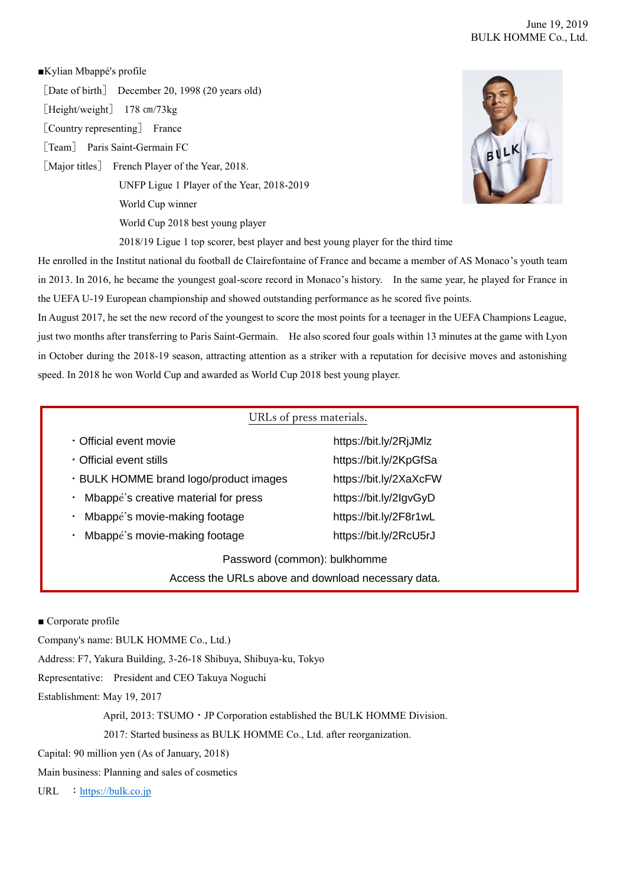June 19, 2019
BULK HOMME Co., Ltd.

■Kylian Mbappé's profile

［Date of birth］ December 20, 1998 (20 years old)

［Height/weight］ 178 ㎝/73kg

［Country representing］ France

［Team］ Paris Saint-Germain FC

［Major titles］ French Player of the Year, 2018.

UNFP Ligue 1 Player of the Year, 2018-2019

World Cup winner

World Cup 2018 best young player

2018/19 Ligue 1 top scorer, best player and best young player for the third time

He enrolled in the Institut national du football de Clairefontaine of France and became a member of AS Monaco's youth team in 2013. In 2016, he became the youngest goal-score record in Monaco's history. In the same year, he played for France in the UEFA U-19 European championship and showed outstanding performance as he scored five points.

In August 2017, he set the new record of the youngest to score the most points for a teenager in the UEFA Champions League, just two months after transferring to Paris Saint-Germain. He also scored four goals within 13 minutes at the game with Lyon in October during the 2018-19 season, attracting attention as a striker with a reputation for decisive moves and astonishing speed. In 2018 he won World Cup and awarded as World Cup 2018 best young player.

URLs of press materials.

| | |
|---|---|
| ・Official event movie | https://bit.ly/2RjJMlz |
| ・Official event stills | https://bit.ly/2KpGfSa |
| ・BULK HOMME brand logo/product images | https://bit.ly/2XaXcFW |
| ・ Mbappé's creative material for press | https://bit.ly/2IgvGyD |
| ・ Mbappé's movie-making footage | https://bit.ly/2F8r1wL |
| ・ Mbappé's movie-making footage | https://bit.ly/2RcU5rJ |

Password (common): bulkhomme

Access the URLs above and download necessary data.

■ Corporate profile

Company's name: BULK HOMME Co., Ltd.)

Address: F7, Yakura Building, 3-26-18 Shibuya, Shibuya-ku, Tokyo

Representative: President and CEO Takuya Noguchi

Establishment: May 19, 2017

April, 2013: TSUMO・JP Corporation established the BULK HOMME Division.

2017: Started business as BULK HOMME Co., Ltd. after reorganization.

Capital: 90 million yen (As of January, 2018)

Main business: Planning and sales of cosmetics

URL ：https://bulk.co.jp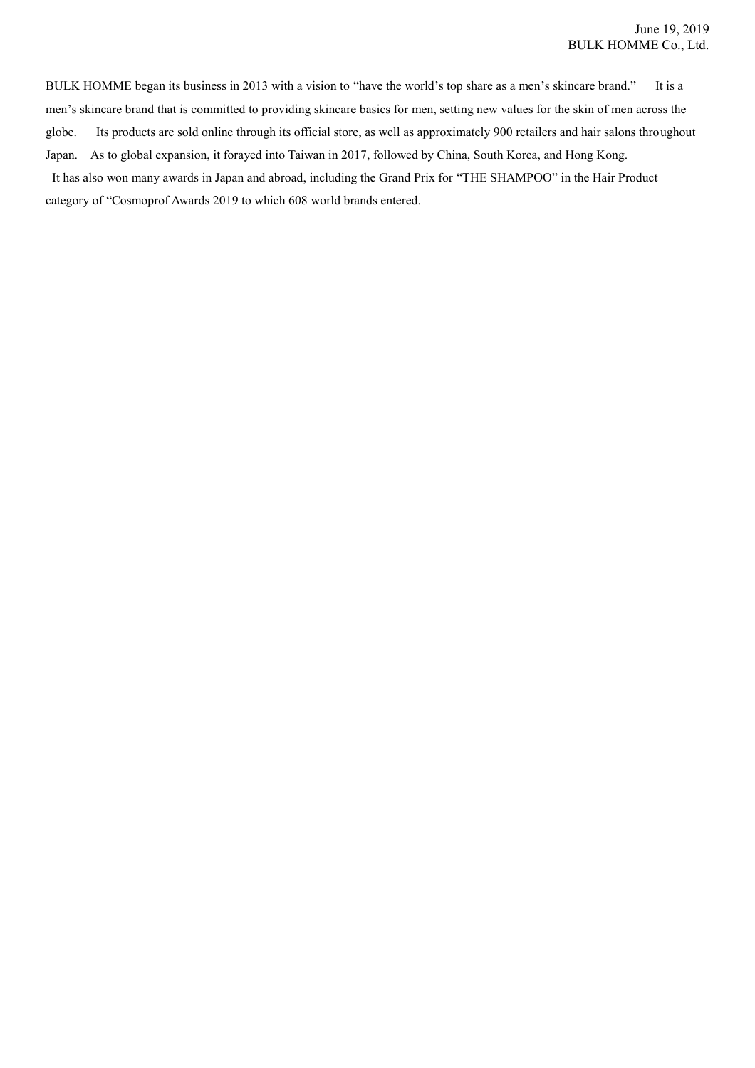June 19, 2019
BULK HOMME Co., Ltd.

BULK HOMME began its business in 2013 with a vision to "have the world's top share as a men's skincare brand." It is a men's skincare brand that is committed to providing skincare basics for men, setting new values for the skin of men across the globe. Its products are sold online through its official store, as well as approximately 900 retailers and hair salons throughout Japan. As to global expansion, it forayed into Taiwan in 2017, followed by China, South Korea, and Hong Kong.

It has also won many awards in Japan and abroad, including the Grand Prix for "THE SHAMPOO" in the Hair Product category of "Cosmoprof Awards 2019 to which 608 world brands entered.